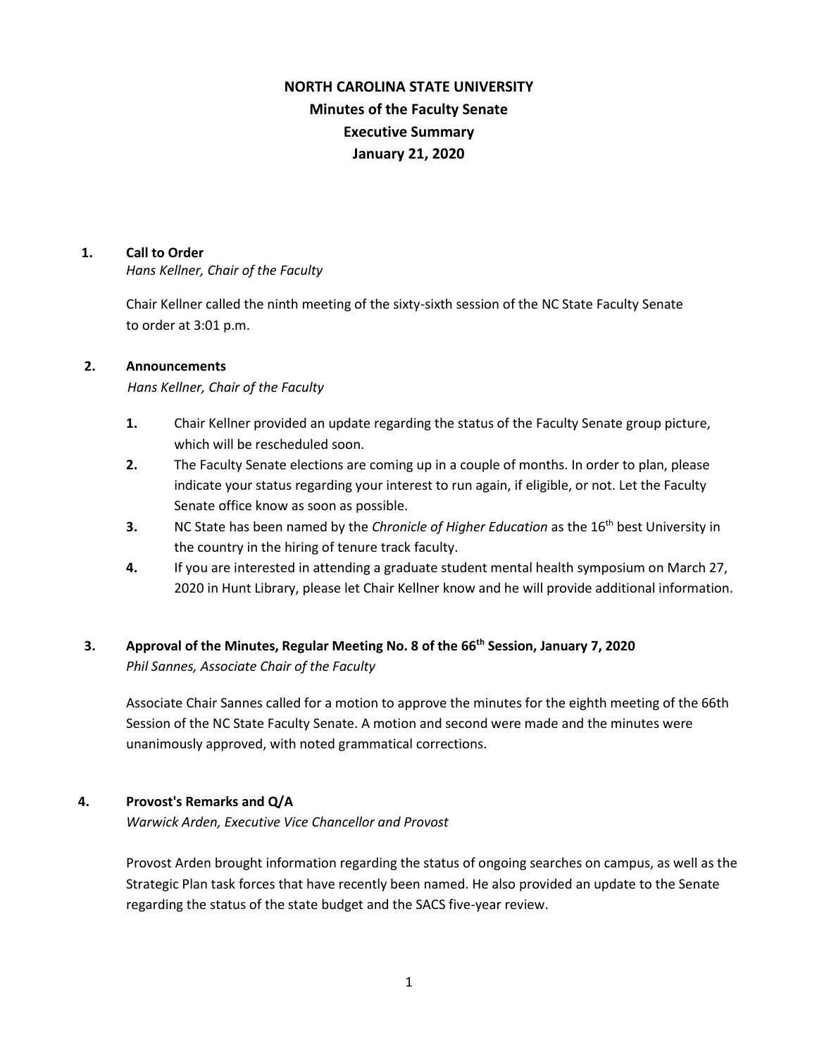# NORTH CAROLINA STATE UNIVERSITY
## Minutes of the Faculty Senate
## Executive Summary
## January 21, 2020

### 1. Call to Order

*Hans Kellner, Chair of the Faculty*

Chair Kellner called the ninth meeting of the sixty-sixth session of the NC State Faculty Senate to order at 3:01 p.m.

### 2. Announcements

*Hans Kellner, Chair of the Faculty*

1. Chair Kellner provided an update regarding the status of the Faculty Senate group picture, which will be rescheduled soon.
2. The Faculty Senate elections are coming up in a couple of months. In order to plan, please indicate your status regarding your interest to run again, if eligible, or not. Let the Faculty Senate office know as soon as possible.
3. NC State has been named by the *Chronicle of Higher Education* as the 16th best University in the country in the hiring of tenure track faculty.
4. If you are interested in attending a graduate student mental health symposium on March 27, 2020 in Hunt Library, please let Chair Kellner know and he will provide additional information.

### 3. Approval of the Minutes, Regular Meeting No. 8 of the 66th Session, January 7, 2020

*Phil Sannes, Associate Chair of the Faculty*

Associate Chair Sannes called for a motion to approve the minutes for the eighth meeting of the 66th Session of the NC State Faculty Senate. A motion and second were made and the minutes were unanimously approved, with noted grammatical corrections.

### 4. Provost's Remarks and Q/A

*Warwick Arden, Executive Vice Chancellor and Provost*

Provost Arden brought information regarding the status of ongoing searches on campus, as well as the Strategic Plan task forces that have recently been named. He also provided an update to the Senate regarding the status of the state budget and the SACS five-year review.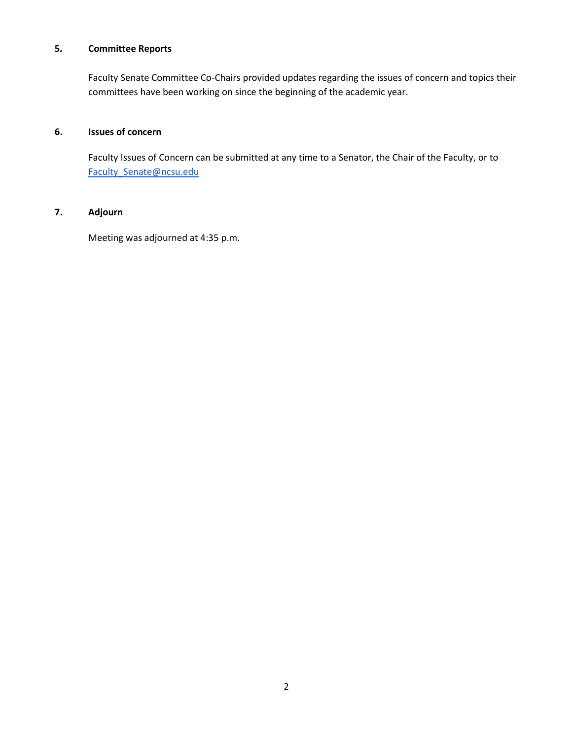### 5. Committee Reports

Faculty Senate Committee Co-Chairs provided updates regarding the issues of concern and topics their committees have been working on since the beginning of the academic year.

### 6. Issues of concern

Faculty Issues of Concern can be submitted at any time to a Senator, the Chair of the Faculty, or to [Faculty_Senate@ncsu.edu](mailto:Faculty_Senate@ncsu.edu)

### 7. Adjourn

Meeting was adjourned at 4:35 p.m.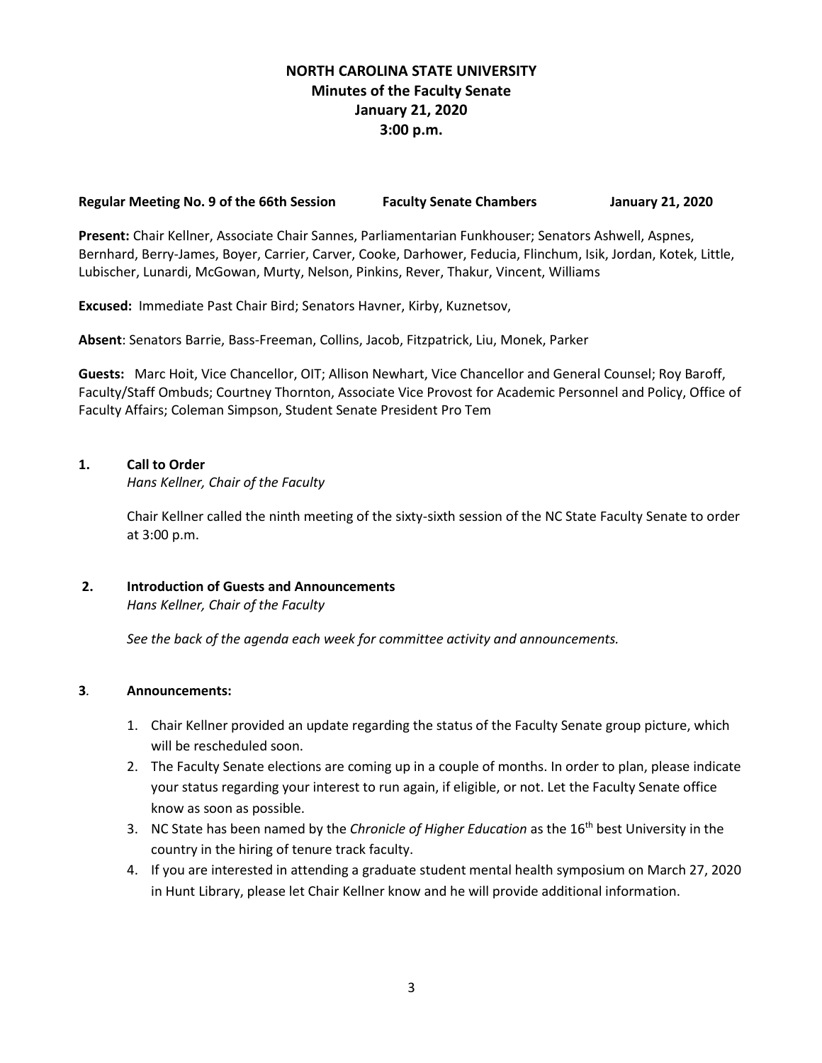# NORTH CAROLINA STATE UNIVERSITY
## Minutes of the Faculty Senate
## January 21, 2020
## 3:00 p.m.

**Regular Meeting No. 9 of the 66th Session    Faculty Senate Chambers    January 21, 2020**

**Present:** Chair Kellner, Associate Chair Sannes, Parliamentarian Funkhouser; Senators Ashwell, Aspnes, Bernhard, Berry-James, Boyer, Carrier, Carver, Cooke, Darhower, Feducia, Flinchum, Isik, Jordan, Kotek, Little, Lubischer, Lunardi, McGowan, Murty, Nelson, Pinkins, Rever, Thakur, Vincent, Williams

**Excused:** Immediate Past Chair Bird; Senators Havner, Kirby, Kuznetsov,

**Absent**: Senators Barrie, Bass-Freeman, Collins, Jacob, Fitzpatrick, Liu, Monek, Parker

**Guests:** Marc Hoit, Vice Chancellor, OIT; Allison Newhart, Vice Chancellor and General Counsel; Roy Baroff, Faculty/Staff Ombuds; Courtney Thornton, Associate Vice Provost for Academic Personnel and Policy, Office of Faculty Affairs; Coleman Simpson, Student Senate President Pro Tem

**1. Call to Order**
*Hans Kellner, Chair of the Faculty*

Chair Kellner called the ninth meeting of the sixty-sixth session of the NC State Faculty Senate to order at 3:00 p.m.

**2. Introduction of Guests and Announcements**
*Hans Kellner, Chair of the Faculty*

*See the back of the agenda each week for committee activity and announcements.*

**3. Announcements:**

1. Chair Kellner provided an update regarding the status of the Faculty Senate group picture, which will be rescheduled soon.
2. The Faculty Senate elections are coming up in a couple of months. In order to plan, please indicate your status regarding your interest to run again, if eligible, or not. Let the Faculty Senate office know as soon as possible.
3. NC State has been named by the *Chronicle of Higher Education* as the 16th best University in the country in the hiring of tenure track faculty.
4. If you are interested in attending a graduate student mental health symposium on March 27, 2020 in Hunt Library, please let Chair Kellner know and he will provide additional information.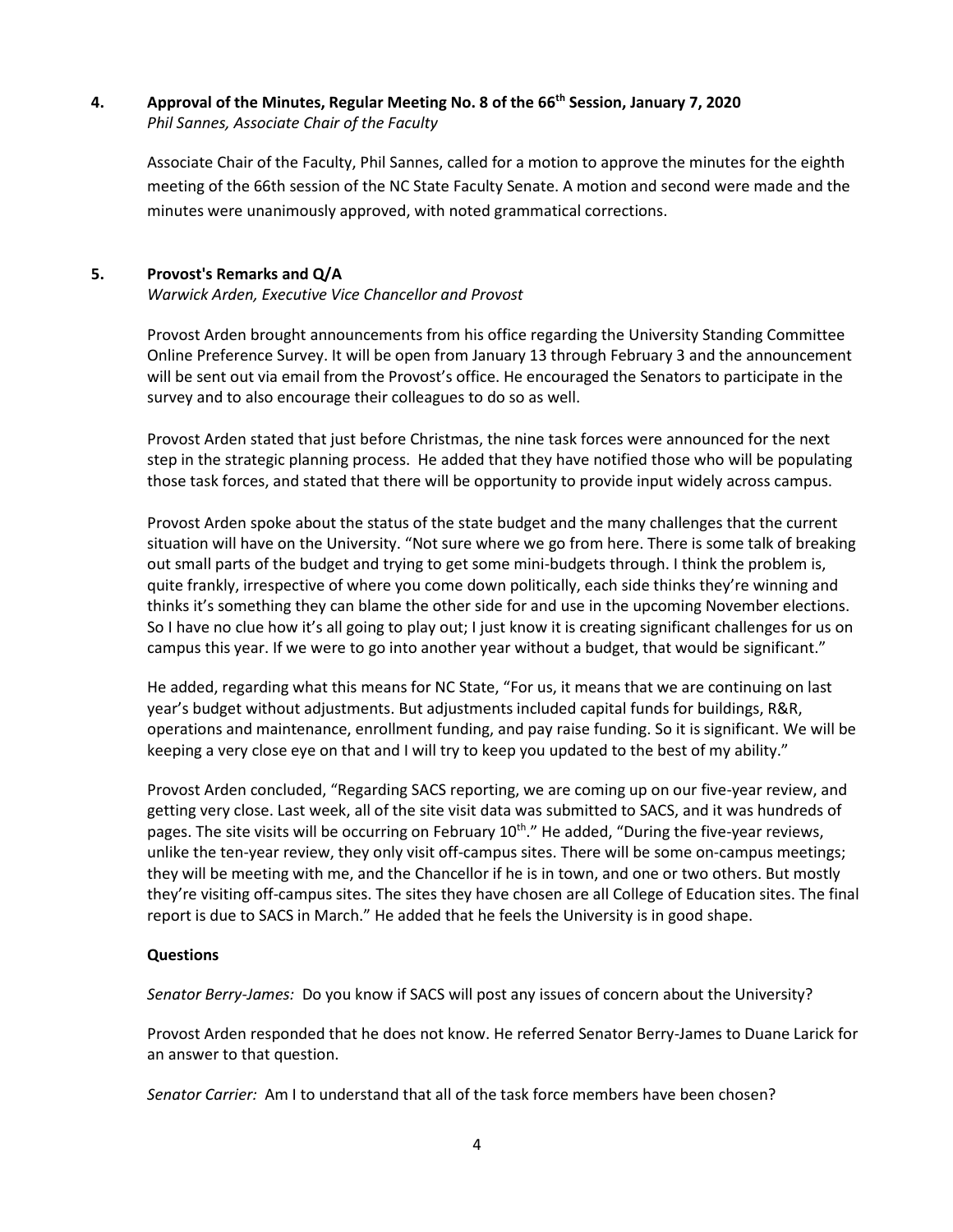## 4. Approval of the Minutes, Regular Meeting No. 8 of the 66th Session, January 7, 2020

*Phil Sannes, Associate Chair of the Faculty*

Associate Chair of the Faculty, Phil Sannes, called for a motion to approve the minutes for the eighth meeting of the 66th session of the NC State Faculty Senate. A motion and second were made and the minutes were unanimously approved, with noted grammatical corrections.

## 5. Provost's Remarks and Q/A

*Warwick Arden, Executive Vice Chancellor and Provost*

Provost Arden brought announcements from his office regarding the University Standing Committee Online Preference Survey. It will be open from January 13 through February 3 and the announcement will be sent out via email from the Provost's office. He encouraged the Senators to participate in the survey and to also encourage their colleagues to do so as well.

Provost Arden stated that just before Christmas, the nine task forces were announced for the next step in the strategic planning process. He added that they have notified those who will be populating those task forces, and stated that there will be opportunity to provide input widely across campus.

Provost Arden spoke about the status of the state budget and the many challenges that the current situation will have on the University. "Not sure where we go from here. There is some talk of breaking out small parts of the budget and trying to get some mini-budgets through. I think the problem is, quite frankly, irrespective of where you come down politically, each side thinks they're winning and thinks it's something they can blame the other side for and use in the upcoming November elections. So I have no clue how it's all going to play out; I just know it is creating significant challenges for us on campus this year. If we were to go into another year without a budget, that would be significant."

He added, regarding what this means for NC State, "For us, it means that we are continuing on last year's budget without adjustments. But adjustments included capital funds for buildings, R&R, operations and maintenance, enrollment funding, and pay raise funding. So it is significant. We will be keeping a very close eye on that and I will try to keep you updated to the best of my ability."

Provost Arden concluded, "Regarding SACS reporting, we are coming up on our five-year review, and getting very close. Last week, all of the site visit data was submitted to SACS, and it was hundreds of pages. The site visits will be occurring on February 10th." He added, "During the five-year reviews, unlike the ten-year review, they only visit off-campus sites. There will be some on-campus meetings; they will be meeting with me, and the Chancellor if he is in town, and one or two others. But mostly they're visiting off-campus sites. The sites they have chosen are all College of Education sites. The final report is due to SACS in March." He added that he feels the University is in good shape.

**Questions**

*Senator Berry-James:* Do you know if SACS will post any issues of concern about the University?

Provost Arden responded that he does not know. He referred Senator Berry-James to Duane Larick for an answer to that question.

*Senator Carrier:* Am I to understand that all of the task force members have been chosen?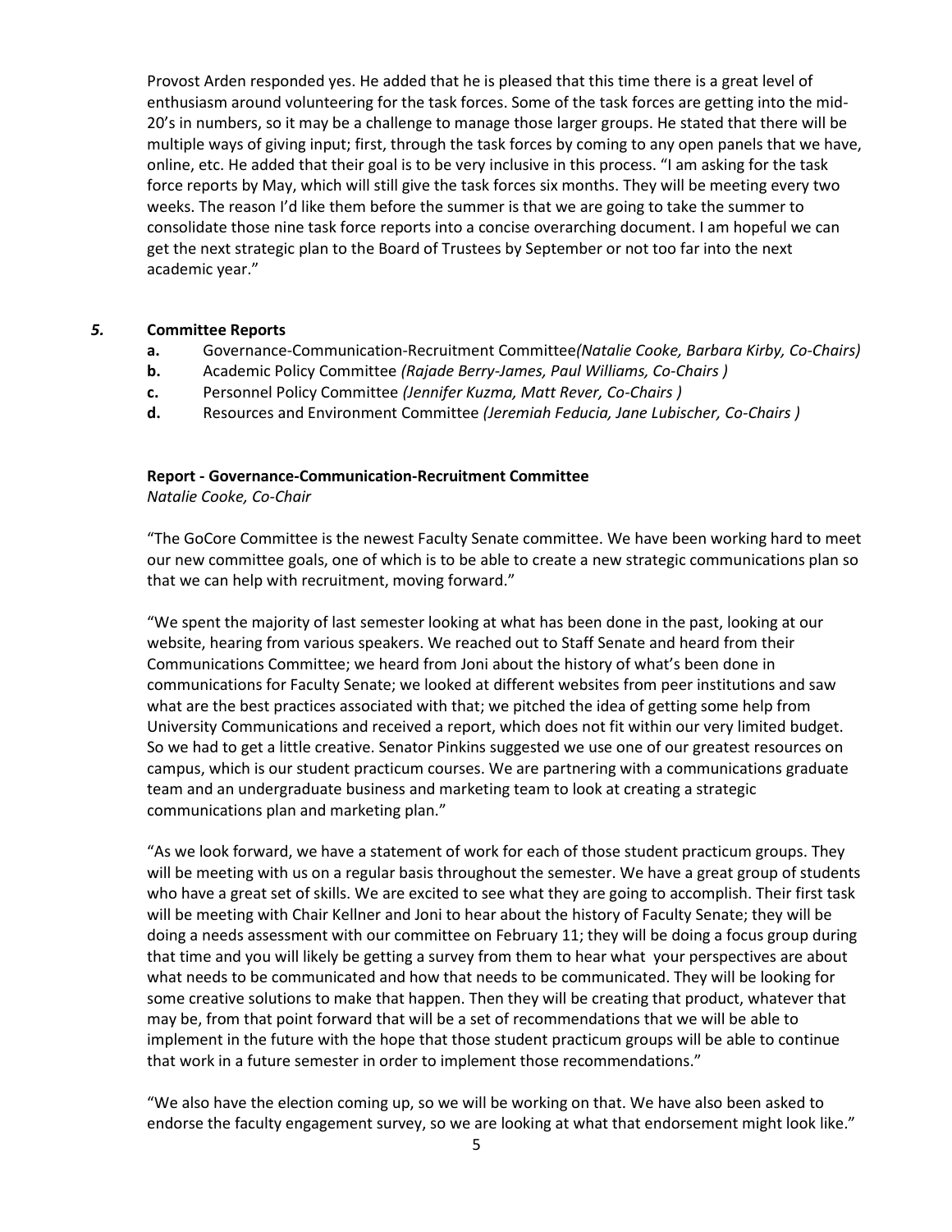Provost Arden responded yes. He added that he is pleased that this time there is a great level of enthusiasm around volunteering for the task forces. Some of the task forces are getting into the mid-20's in numbers, so it may be a challenge to manage those larger groups. He stated that there will be multiple ways of giving input; first, through the task forces by coming to any open panels that we have, online, etc. He added that their goal is to be very inclusive in this process. "I am asking for the task force reports by May, which will still give the task forces six months. They will be meeting every two weeks. The reason I'd like them before the summer is that we are going to take the summer to consolidate those nine task force reports into a concise overarching document. I am hopeful we can get the next strategic plan to the Board of Trustees by September or not too far into the next academic year."

### *5.* Committee Reports

- **a.** Governance-Communication-Recruitment Committee *(Natalie Cooke, Barbara Kirby, Co-Chairs)*
- **b.** Academic Policy Committee *(Rajade Berry-James, Paul Williams, Co-Chairs )*
- **c.** Personnel Policy Committee *(Jennifer Kuzma, Matt Rever, Co-Chairs )*
- **d.** Resources and Environment Committee *(Jeremiah Feducia, Jane Lubischer, Co-Chairs )*

**Report - Governance-Communication-Recruitment Committee**
*Natalie Cooke, Co-Chair*

"The GoCore Committee is the newest Faculty Senate committee. We have been working hard to meet our new committee goals, one of which is to be able to create a new strategic communications plan so that we can help with recruitment, moving forward."

"We spent the majority of last semester looking at what has been done in the past, looking at our website, hearing from various speakers. We reached out to Staff Senate and heard from their Communications Committee; we heard from Joni about the history of what's been done in communications for Faculty Senate; we looked at different websites from peer institutions and saw what are the best practices associated with that; we pitched the idea of getting some help from University Communications and received a report, which does not fit within our very limited budget. So we had to get a little creative. Senator Pinkins suggested we use one of our greatest resources on campus, which is our student practicum courses. We are partnering with a communications graduate team and an undergraduate business and marketing team to look at creating a strategic communications plan and marketing plan."

"As we look forward, we have a statement of work for each of those student practicum groups. They will be meeting with us on a regular basis throughout the semester. We have a great group of students who have a great set of skills. We are excited to see what they are going to accomplish. Their first task will be meeting with Chair Kellner and Joni to hear about the history of Faculty Senate; they will be doing a needs assessment with our committee on February 11; they will be doing a focus group during that time and you will likely be getting a survey from them to hear what your perspectives are about what needs to be communicated and how that needs to be communicated. They will be looking for some creative solutions to make that happen. Then they will be creating that product, whatever that may be, from that point forward that will be a set of recommendations that we will be able to implement in the future with the hope that those student practicum groups will be able to continue that work in a future semester in order to implement those recommendations."

"We also have the election coming up, so we will be working on that. We have also been asked to endorse the faculty engagement survey, so we are looking at what that endorsement might look like."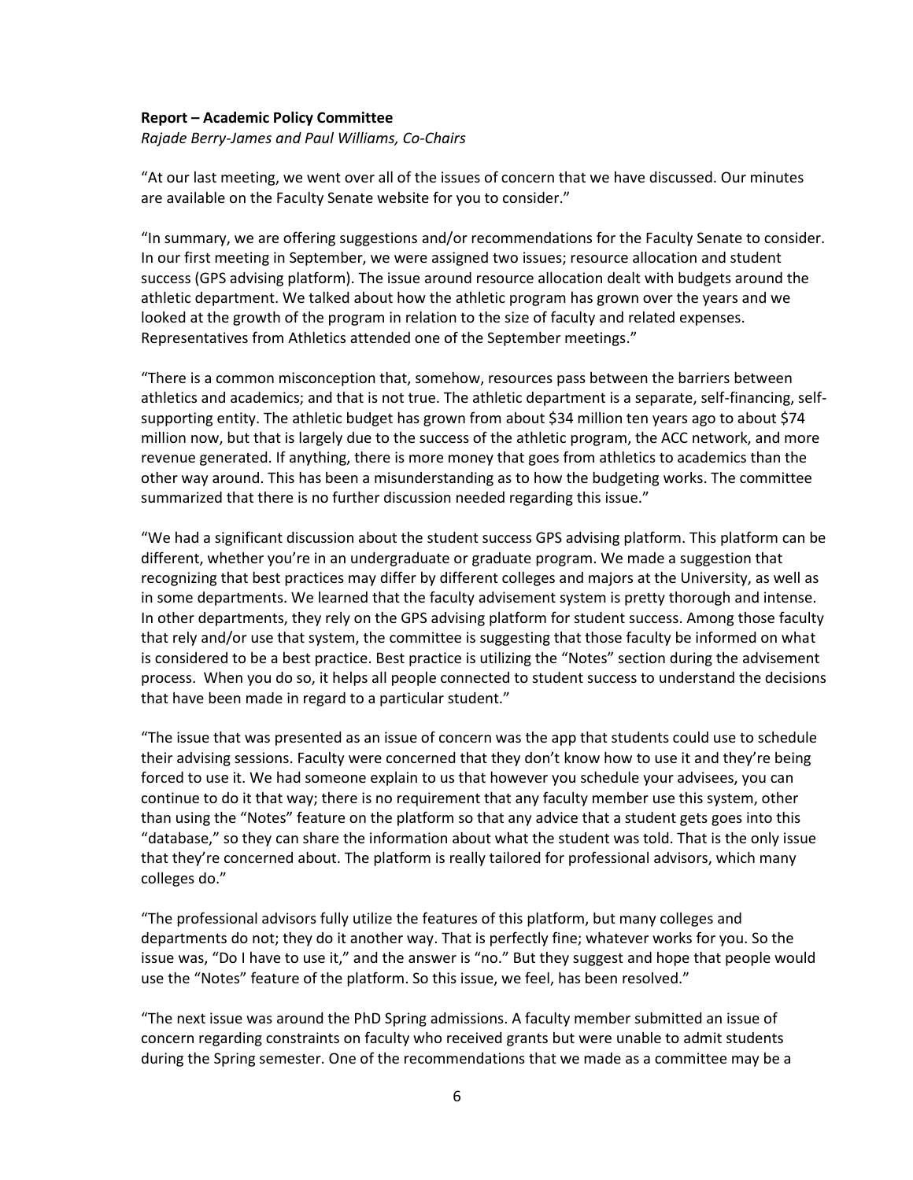**Report – Academic Policy Committee**
*Rajade Berry-James and Paul Williams, Co-Chairs*

"At our last meeting, we went over all of the issues of concern that we have discussed. Our minutes are available on the Faculty Senate website for you to consider."

"In summary, we are offering suggestions and/or recommendations for the Faculty Senate to consider. In our first meeting in September, we were assigned two issues; resource allocation and student success (GPS advising platform). The issue around resource allocation dealt with budgets around the athletic department. We talked about how the athletic program has grown over the years and we looked at the growth of the program in relation to the size of faculty and related expenses. Representatives from Athletics attended one of the September meetings."

"There is a common misconception that, somehow, resources pass between the barriers between athletics and academics; and that is not true. The athletic department is a separate, self-financing, self-supporting entity. The athletic budget has grown from about $34 million ten years ago to about $74 million now, but that is largely due to the success of the athletic program, the ACC network, and more revenue generated. If anything, there is more money that goes from athletics to academics than the other way around. This has been a misunderstanding as to how the budgeting works. The committee summarized that there is no further discussion needed regarding this issue."

"We had a significant discussion about the student success GPS advising platform. This platform can be different, whether you're in an undergraduate or graduate program. We made a suggestion that recognizing that best practices may differ by different colleges and majors at the University, as well as in some departments. We learned that the faculty advisement system is pretty thorough and intense. In other departments, they rely on the GPS advising platform for student success. Among those faculty that rely and/or use that system, the committee is suggesting that those faculty be informed on what is considered to be a best practice. Best practice is utilizing the "Notes" section during the advisement process. When you do so, it helps all people connected to student success to understand the decisions that have been made in regard to a particular student."

"The issue that was presented as an issue of concern was the app that students could use to schedule their advising sessions. Faculty were concerned that they don't know how to use it and they're being forced to use it. We had someone explain to us that however you schedule your advisees, you can continue to do it that way; there is no requirement that any faculty member use this system, other than using the "Notes" feature on the platform so that any advice that a student gets goes into this "database," so they can share the information about what the student was told. That is the only issue that they're concerned about. The platform is really tailored for professional advisors, which many colleges do."

"The professional advisors fully utilize the features of this platform, but many colleges and departments do not; they do it another way. That is perfectly fine; whatever works for you. So the issue was, "Do I have to use it," and the answer is "no." But they suggest and hope that people would use the "Notes" feature of the platform. So this issue, we feel, has been resolved."

"The next issue was around the PhD Spring admissions. A faculty member submitted an issue of concern regarding constraints on faculty who received grants but were unable to admit students during the Spring semester. One of the recommendations that we made as a committee may be a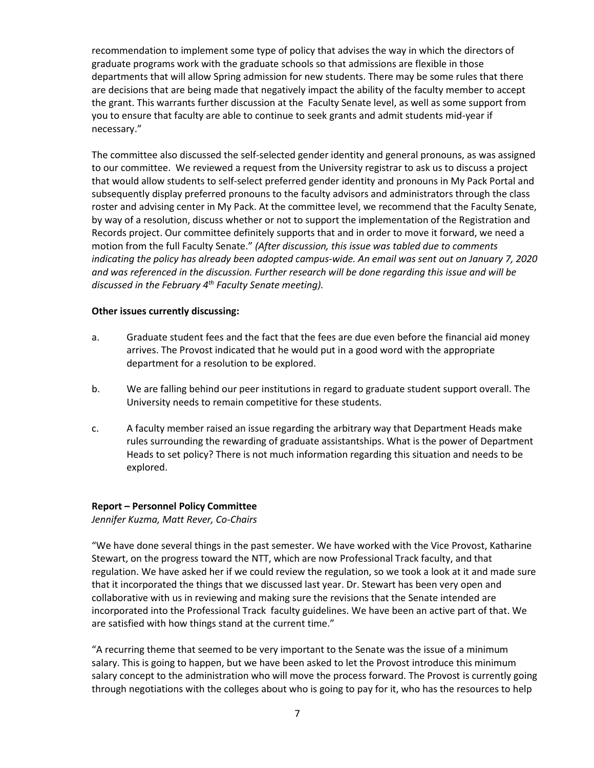recommendation to implement some type of policy that advises the way in which the directors of graduate programs work with the graduate schools so that admissions are flexible in those departments that will allow Spring admission for new students. There may be some rules that there are decisions that are being made that negatively impact the ability of the faculty member to accept the grant. This warrants further discussion at the Faculty Senate level, as well as some support from you to ensure that faculty are able to continue to seek grants and admit students mid-year if necessary."

The committee also discussed the self-selected gender identity and general pronouns, as was assigned to our committee. We reviewed a request from the University registrar to ask us to discuss a project that would allow students to self-select preferred gender identity and pronouns in My Pack Portal and subsequently display preferred pronouns to the faculty advisors and administrators through the class roster and advising center in My Pack. At the committee level, we recommend that the Faculty Senate, by way of a resolution, discuss whether or not to support the implementation of the Registration and Records project. Our committee definitely supports that and in order to move it forward, we need a motion from the full Faculty Senate." *(After discussion, this issue was tabled due to comments indicating the policy has already been adopted campus-wide. An email was sent out on January 7, 2020 and was referenced in the discussion. Further research will be done regarding this issue and will be discussed in the February 4th Faculty Senate meeting).*

**Other issues currently discussing:**

a. Graduate student fees and the fact that the fees are due even before the financial aid money arrives. The Provost indicated that he would put in a good word with the appropriate department for a resolution to be explored.

b. We are falling behind our peer institutions in regard to graduate student support overall. The University needs to remain competitive for these students.

c. A faculty member raised an issue regarding the arbitrary way that Department Heads make rules surrounding the rewarding of graduate assistantships. What is the power of Department Heads to set policy? There is not much information regarding this situation and needs to be explored.

**Report – Personnel Policy Committee**
*Jennifer Kuzma, Matt Rever, Co-Chairs*

"We have done several things in the past semester. We have worked with the Vice Provost, Katharine Stewart, on the progress toward the NTT, which are now Professional Track faculty, and that regulation. We have asked her if we could review the regulation, so we took a look at it and made sure that it incorporated the things that we discussed last year. Dr. Stewart has been very open and collaborative with us in reviewing and making sure the revisions that the Senate intended are incorporated into the Professional Track faculty guidelines. We have been an active part of that. We are satisfied with how things stand at the current time."

"A recurring theme that seemed to be very important to the Senate was the issue of a minimum salary. This is going to happen, but we have been asked to let the Provost introduce this minimum salary concept to the administration who will move the process forward. The Provost is currently going through negotiations with the colleges about who is going to pay for it, who has the resources to help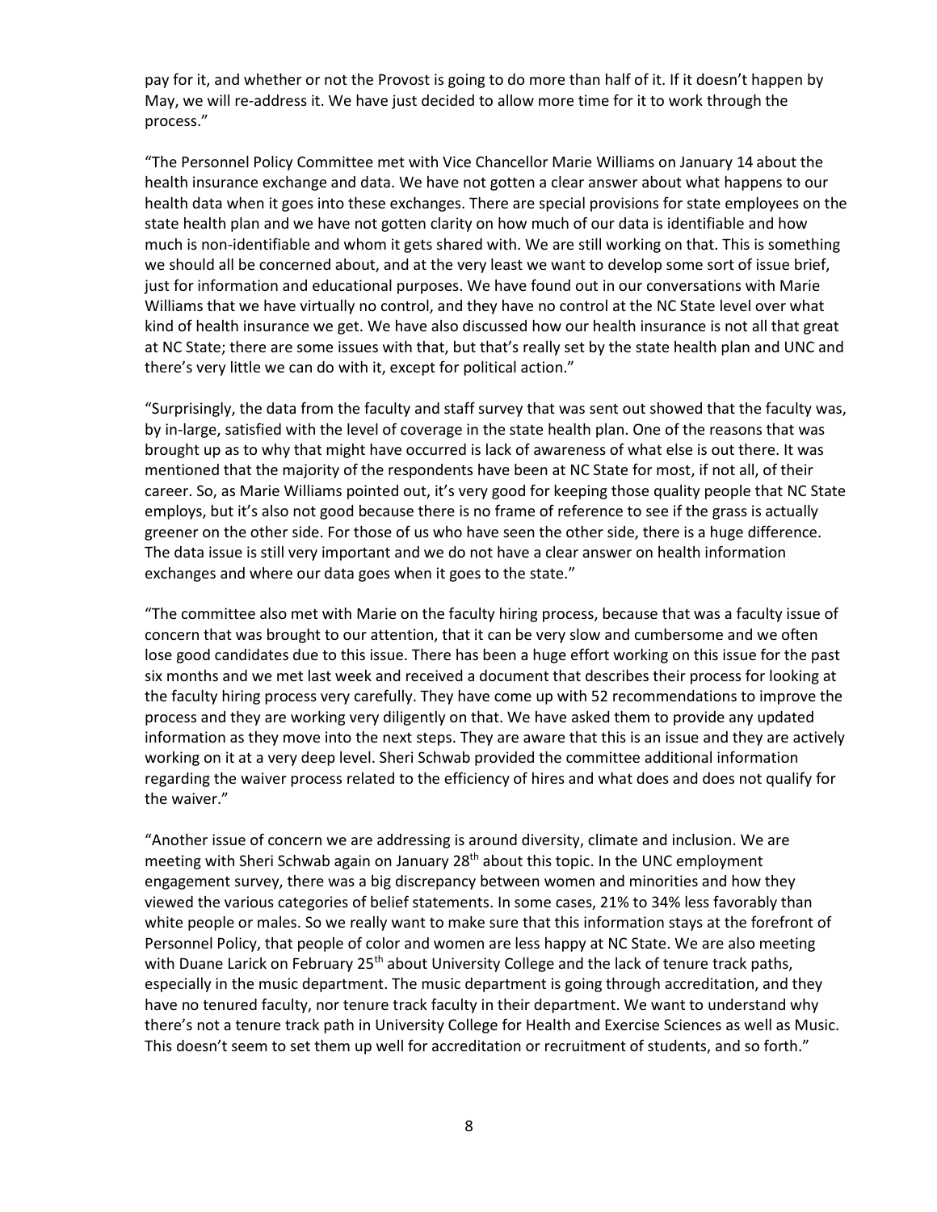pay for it, and whether or not the Provost is going to do more than half of it. If it doesn't happen by May, we will re-address it. We have just decided to allow more time for it to work through the process."

"The Personnel Policy Committee met with Vice Chancellor Marie Williams on January 14 about the health insurance exchange and data. We have not gotten a clear answer about what happens to our health data when it goes into these exchanges. There are special provisions for state employees on the state health plan and we have not gotten clarity on how much of our data is identifiable and how much is non-identifiable and whom it gets shared with. We are still working on that. This is something we should all be concerned about, and at the very least we want to develop some sort of issue brief, just for information and educational purposes. We have found out in our conversations with Marie Williams that we have virtually no control, and they have no control at the NC State level over what kind of health insurance we get. We have also discussed how our health insurance is not all that great at NC State; there are some issues with that, but that's really set by the state health plan and UNC and there's very little we can do with it, except for political action."

"Surprisingly, the data from the faculty and staff survey that was sent out showed that the faculty was, by in-large, satisfied with the level of coverage in the state health plan. One of the reasons that was brought up as to why that might have occurred is lack of awareness of what else is out there. It was mentioned that the majority of the respondents have been at NC State for most, if not all, of their career. So, as Marie Williams pointed out, it's very good for keeping those quality people that NC State employs, but it's also not good because there is no frame of reference to see if the grass is actually greener on the other side. For those of us who have seen the other side, there is a huge difference. The data issue is still very important and we do not have a clear answer on health information exchanges and where our data goes when it goes to the state."

"The committee also met with Marie on the faculty hiring process, because that was a faculty issue of concern that was brought to our attention, that it can be very slow and cumbersome and we often lose good candidates due to this issue. There has been a huge effort working on this issue for the past six months and we met last week and received a document that describes their process for looking at the faculty hiring process very carefully. They have come up with 52 recommendations to improve the process and they are working very diligently on that. We have asked them to provide any updated information as they move into the next steps. They are aware that this is an issue and they are actively working on it at a very deep level. Sheri Schwab provided the committee additional information regarding the waiver process related to the efficiency of hires and what does and does not qualify for the waiver."

"Another issue of concern we are addressing is around diversity, climate and inclusion. We are meeting with Sheri Schwab again on January 28th about this topic. In the UNC employment engagement survey, there was a big discrepancy between women and minorities and how they viewed the various categories of belief statements. In some cases, 21% to 34% less favorably than white people or males. So we really want to make sure that this information stays at the forefront of Personnel Policy, that people of color and women are less happy at NC State. We are also meeting with Duane Larick on February 25th about University College and the lack of tenure track paths, especially in the music department. The music department is going through accreditation, and they have no tenured faculty, nor tenure track faculty in their department. We want to understand why there's not a tenure track path in University College for Health and Exercise Sciences as well as Music. This doesn't seem to set them up well for accreditation or recruitment of students, and so forth."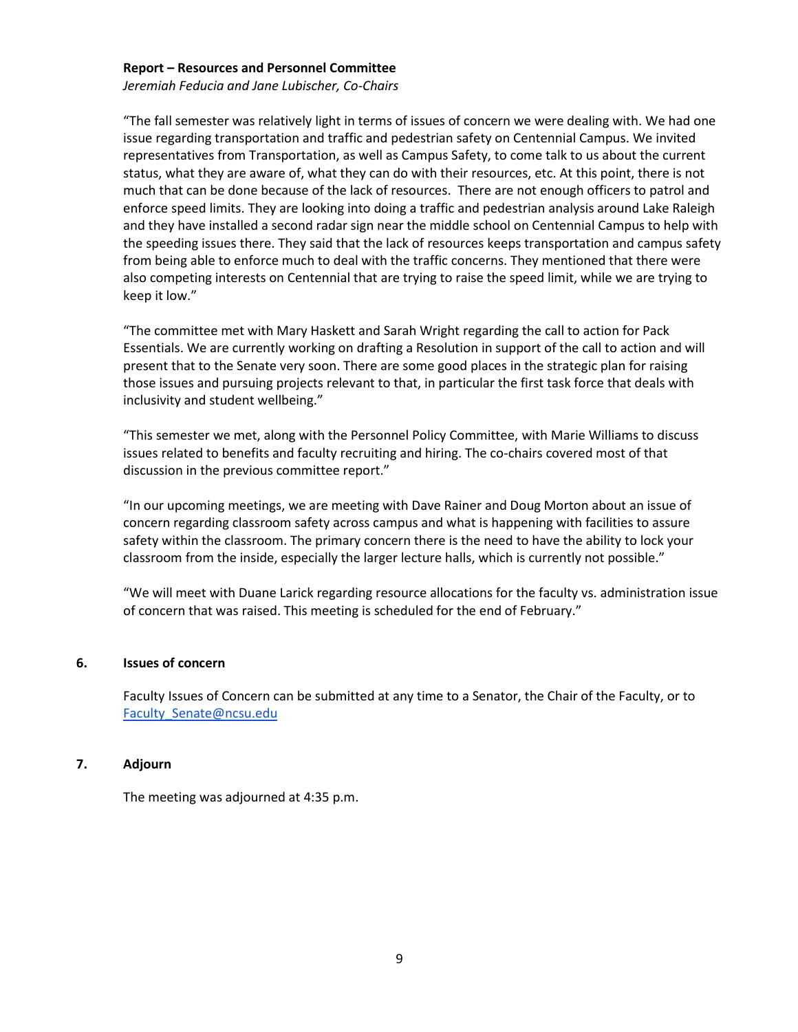**Report – Resources and Personnel Committee**
*Jeremiah Feducia and Jane Lubischer, Co-Chairs*

"The fall semester was relatively light in terms of issues of concern we were dealing with. We had one issue regarding transportation and traffic and pedestrian safety on Centennial Campus. We invited representatives from Transportation, as well as Campus Safety, to come talk to us about the current status, what they are aware of, what they can do with their resources, etc. At this point, there is not much that can be done because of the lack of resources. There are not enough officers to patrol and enforce speed limits. They are looking into doing a traffic and pedestrian analysis around Lake Raleigh and they have installed a second radar sign near the middle school on Centennial Campus to help with the speeding issues there. They said that the lack of resources keeps transportation and campus safety from being able to enforce much to deal with the traffic concerns. They mentioned that there were also competing interests on Centennial that are trying to raise the speed limit, while we are trying to keep it low."

"The committee met with Mary Haskett and Sarah Wright regarding the call to action for Pack Essentials. We are currently working on drafting a Resolution in support of the call to action and will present that to the Senate very soon. There are some good places in the strategic plan for raising those issues and pursuing projects relevant to that, in particular the first task force that deals with inclusivity and student wellbeing."

"This semester we met, along with the Personnel Policy Committee, with Marie Williams to discuss issues related to benefits and faculty recruiting and hiring. The co-chairs covered most of that discussion in the previous committee report."

"In our upcoming meetings, we are meeting with Dave Rainer and Doug Morton about an issue of concern regarding classroom safety across campus and what is happening with facilities to assure safety within the classroom. The primary concern there is the need to have the ability to lock your classroom from the inside, especially the larger lecture halls, which is currently not possible."

"We will meet with Duane Larick regarding resource allocations for the faculty vs. administration issue of concern that was raised. This meeting is scheduled for the end of February."

**6. Issues of concern**

Faculty Issues of Concern can be submitted at any time to a Senator, the Chair of the Faculty, or to Faculty_Senate@ncsu.edu

**7. Adjourn**

The meeting was adjourned at 4:35 p.m.